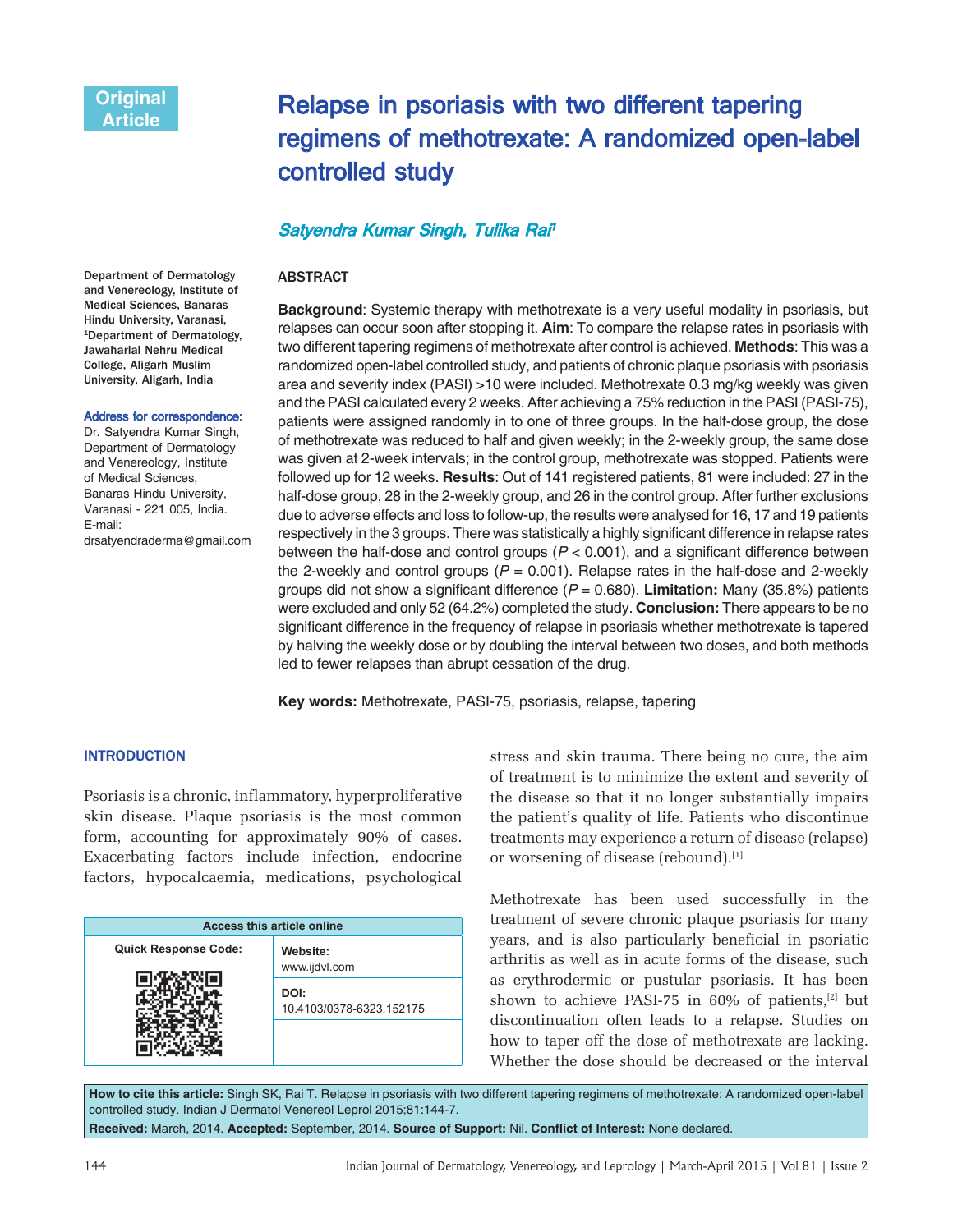Original Article

# Relapse in psoriasis with two different tapering regimens of methotrexate: A randomized open-label controlled study

***Satyendra Kumar Singh, Tulika Rai[1]***

Department of Dermatology and Venereology, Institute of Medical Sciences, Banaras Hindu University, Varanasi, [1]Department of Dermatology, Jawaharlal Nehru Medical College, Aligarh Muslim University, Aligarh, India

**Address for correspondence:**
Dr. Satyendra Kumar Singh, Department of Dermatology and Venereology, Institute of Medical Sciences, Banaras Hindu University, Varanasi - 221 005, India.
E-mail: drsatyendraderma@gmail.com

## ABSTRACT

**Background**: Systemic therapy with methotrexate is a very useful modality in psoriasis, but relapses can occur soon after stopping it. **Aim**: To compare the relapse rates in psoriasis with two different tapering regimens of methotrexate after control is achieved. **Methods**: This was a randomized open-label controlled study, and patients of chronic plaque psoriasis with psoriasis area and severity index (PASI) >10 were included. Methotrexate 0.3 mg/kg weekly was given and the PASI calculated every 2 weeks. After achieving a 75% reduction in the PASI (PASI-75), patients were assigned randomly in to one of three groups. In the half-dose group, the dose of methotrexate was reduced to half and given weekly; in the 2-weekly group, the same dose was given at 2-week intervals; in the control group, methotrexate was stopped. Patients were followed up for 12 weeks. **Results**: Out of 141 registered patients, 81 were included: 27 in the half-dose group, 28 in the 2-weekly group, and 26 in the control group. After further exclusions due to adverse effects and loss to follow-up, the results were analysed for 16, 17 and 19 patients respectively in the 3 groups. There was statistically a highly significant difference in relapse rates between the half-dose and control groups ($P < 0.001$), and a significant difference between the 2-weekly and control groups ($P = 0.001$). Relapse rates in the half-dose and 2-weekly groups did not show a significant difference ($P = 0.680$). **Limitation:** Many (35.8%) patients were excluded and only 52 (64.2%) completed the study. **Conclusion:** There appears to be no significant difference in the frequency of relapse in psoriasis whether methotrexate is tapered by halving the weekly dose or by doubling the interval between two doses, and both methods led to fewer relapses than abrupt cessation of the drug.

**Key words:** Methotrexate, PASI-75, psoriasis, relapse, tapering

## INTRODUCTION

Psoriasis is a chronic, inflammatory, hyperproliferative skin disease. Plaque psoriasis is the most common form, accounting for approximately 90% of cases. Exacerbating factors include infection, endocrine factors, hypocalcaemia, medications, psychological stress and skin trauma. There being no cure, the aim of treatment is to minimize the extent and severity of the disease so that it no longer substantially impairs the patient's quality of life. Patients who discontinue treatments may experience a return of disease (relapse) or worsening of disease (rebound).[1]

Methotrexate has been used successfully in the treatment of severe chronic plaque psoriasis for many years, and is also particularly beneficial in psoriatic arthritis as well as in acute forms of the disease, such as erythrodermic or pustular psoriasis. It has been shown to achieve PASI-75 in 60% of patients,[2] but discontinuation often leads to a relapse. Studies on how to taper off the dose of methotrexate are lacking. Whether the dose should be decreased or the interval

| Access this article online | |
|---|---|
| Quick Response Code: | Website: www.ijdvl.com |
| | DOI: 10.4103/0378-6323.152175 |

**How to cite this article:** Singh SK, Rai T. Relapse in psoriasis with two different tapering regimens of methotrexate: A randomized open-label controlled study. Indian J Dermatol Venereol Leprol 2015;81:144-7.

**Received:** March, 2014. **Accepted:** September, 2014. **Source of Support:** Nil. **Conflict of Interest:** None declared.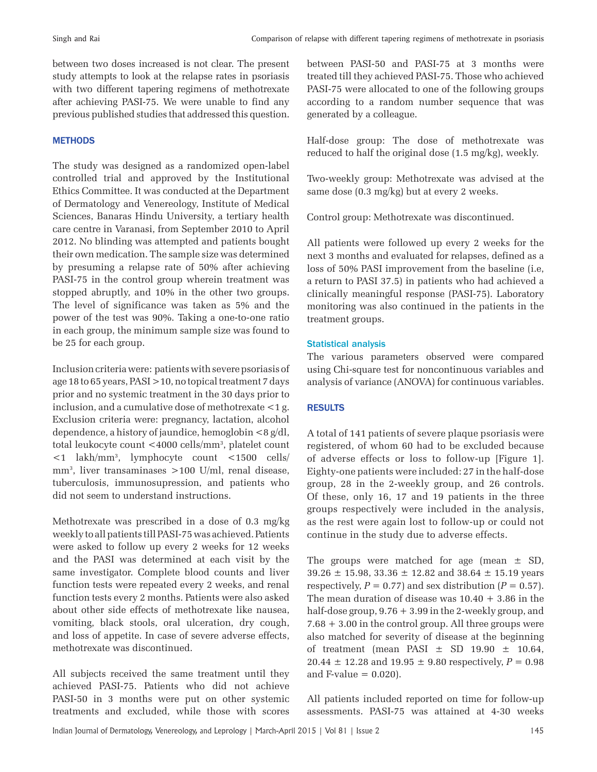between two doses increased is not clear. The present study attempts to look at the relapse rates in psoriasis with two different tapering regimens of methotrexate after achieving PASI-75. We were unable to find any previous published studies that addressed this question.

## METHODS

The study was designed as a randomized open-label controlled trial and approved by the Institutional Ethics Committee. It was conducted at the Department of Dermatology and Venereology, Institute of Medical Sciences, Banaras Hindu University, a tertiary health care centre in Varanasi, from September 2010 to April 2012. No blinding was attempted and patients bought their own medication. The sample size was determined by presuming a relapse rate of 50% after achieving PASI-75 in the control group wherein treatment was stopped abruptly, and 10% in the other two groups. The level of significance was taken as 5% and the power of the test was 90%. Taking a one-to-one ratio in each group, the minimum sample size was found to be 25 for each group.

Inclusion criteria were: patients with severe psoriasis of age 18 to 65 years, PASI >10, no topical treatment 7 days prior and no systemic treatment in the 30 days prior to inclusion, and a cumulative dose of methotrexate <1 g. Exclusion criteria were: pregnancy, lactation, alcohol dependence, a history of jaundice, hemoglobin <8 g/dl, total leukocyte count <4000 cells/mm$^3$, platelet count <1 lakh/mm$^3$, lymphocyte count <1500 cells/mm$^3$, liver transaminases >100 U/ml, renal disease, tuberculosis, immunosupression, and patients who did not seem to understand instructions.

Methotrexate was prescribed in a dose of 0.3 mg/kg weekly to all patients till PASI-75 was achieved. Patients were asked to follow up every 2 weeks for 12 weeks and the PASI was determined at each visit by the same investigator. Complete blood counts and liver function tests were repeated every 2 weeks, and renal function tests every 2 months. Patients were also asked about other side effects of methotrexate like nausea, vomiting, black stools, oral ulceration, dry cough, and loss of appetite. In case of severe adverse effects, methotrexate was discontinued.

All subjects received the same treatment until they achieved PASI-75. Patients who did not achieve PASI-50 in 3 months were put on other systemic treatments and excluded, while those with scores between PASI-50 and PASI-75 at 3 months were treated till they achieved PASI-75. Those who achieved PASI-75 were allocated to one of the following groups according to a random number sequence that was generated by a colleague.

Half-dose group: The dose of methotrexate was reduced to half the original dose (1.5 mg/kg), weekly.

Two-weekly group: Methotrexate was advised at the same dose (0.3 mg/kg) but at every 2 weeks.

Control group: Methotrexate was discontinued.

All patients were followed up every 2 weeks for the next 3 months and evaluated for relapses, defined as a loss of 50% PASI improvement from the baseline (i.e, a return to PASI 37.5) in patients who had achieved a clinically meaningful response (PASI-75). Laboratory monitoring was also continued in the patients in the treatment groups.

### Statistical analysis

The various parameters observed were compared using Chi-square test for noncontinuous variables and analysis of variance (ANOVA) for continuous variables.

## RESULTS

A total of 141 patients of severe plaque psoriasis were registered, of whom 60 had to be excluded because of adverse effects or loss to follow-up [Figure 1]. Eighty-one patients were included: 27 in the half-dose group, 28 in the 2-weekly group, and 26 controls. Of these, only 16, 17 and 19 patients in the three groups respectively were included in the analysis, as the rest were again lost to follow-up or could not continue in the study due to adverse effects.

The groups were matched for age (mean ± SD, 39.26 ± 15.98, 33.36 ± 12.82 and 38.64 ± 15.19 years respectively, $P = 0.77$) and sex distribution ($P = 0.57$). The mean duration of disease was 10.40 + 3.86 in the half-dose group, 9.76 + 3.99 in the 2-weekly group, and 7.68 + 3.00 in the control group. All three groups were also matched for severity of disease at the beginning of treatment (mean PASI ± SD 19.90 ± 10.64, 20.44 ± 12.28 and 19.95 ± 9.80 respectively, $P = 0.98$ and F-value = 0.020).

All patients included reported on time for follow-up assessments. PASI-75 was attained at 4-30 weeks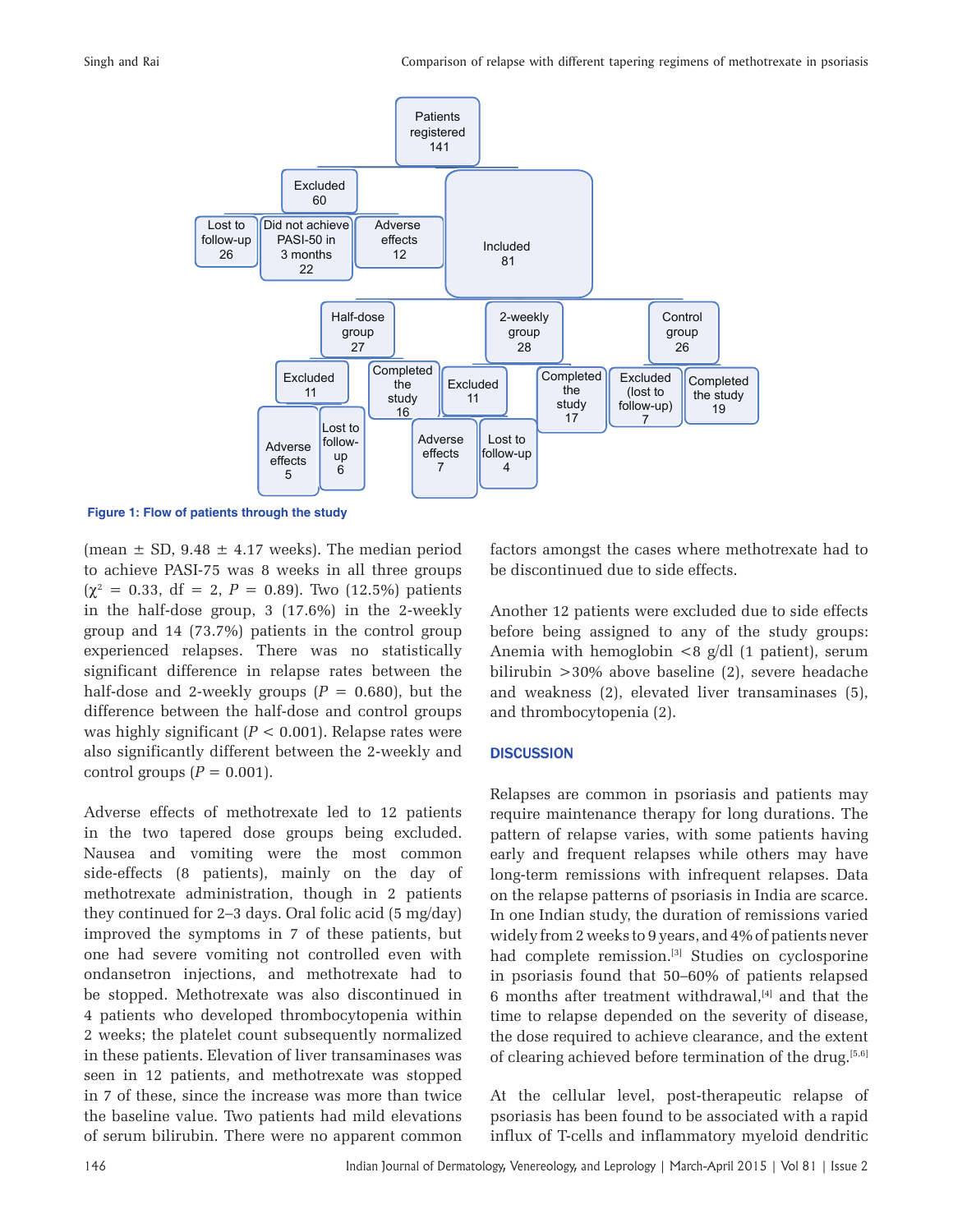Patients registered 141

Excluded 60

Lost to follow-up 26

Did not achieve PASI-50 in 3 months 22

Adverse effects 12

Included 81

Half-dose group 27

2-weekly group 28

Control group 26

Excluded 11

Completed the study 16

Excluded 11

Completed the study 17

Excluded (lost to follow-up) 7

Completed the study 19

Adverse effects 5

Lost to follow-up 6

Adverse effects 7

Lost to follow-up 4

**Figure 1: Flow of patients through the study**

(mean ± SD, 9.48 ± 4.17 weeks). The median period to achieve PASI-75 was 8 weeks in all three groups ($\chi^2 = 0.33$, df = 2, $P = 0.89$). Two (12.5%) patients in the half-dose group, 3 (17.6%) in the 2-weekly group and 14 (73.7%) patients in the control group experienced relapses. There was no statistically significant difference in relapse rates between the half-dose and 2-weekly groups ($P = 0.680$), but the difference between the half-dose and control groups was highly significant ($P < 0.001$). Relapse rates were also significantly different between the 2-weekly and control groups ($P = 0.001$).

Adverse effects of methotrexate led to 12 patients in the two tapered dose groups being excluded. Nausea and vomiting were the most common side-effects (8 patients), mainly on the day of methotrexate administration, though in 2 patients they continued for 2–3 days. Oral folic acid (5 mg/day) improved the symptoms in 7 of these patients, but one had severe vomiting not controlled even with ondansetron injections, and methotrexate had to be stopped. Methotrexate was also discontinued in 4 patients who developed thrombocytopenia within 2 weeks; the platelet count subsequently normalized in these patients. Elevation of liver transaminases was seen in 12 patients, and methotrexate was stopped in 7 of these, since the increase was more than twice the baseline value. Two patients had mild elevations of serum bilirubin. There were no apparent common factors amongst the cases where methotrexate had to be discontinued due to side effects.

Another 12 patients were excluded due to side effects before being assigned to any of the study groups: Anemia with hemoglobin <8 g/dl (1 patient), serum bilirubin >30% above baseline (2), severe headache and weakness (2), elevated liver transaminases (5), and thrombocytopenia (2).

## DISCUSSION

Relapses are common in psoriasis and patients may require maintenance therapy for long durations. The pattern of relapse varies, with some patients having early and frequent relapses while others may have long-term remissions with infrequent relapses. Data on the relapse patterns of psoriasis in India are scarce. In one Indian study, the duration of remissions varied widely from 2 weeks to 9 years, and 4% of patients never had complete remission.[3] Studies on cyclosporine in psoriasis found that 50–60% of patients relapsed 6 months after treatment withdrawal,[4] and that the time to relapse depended on the severity of disease, the dose required to achieve clearance, and the extent of clearing achieved before termination of the drug.[5,6]

At the cellular level, post-therapeutic relapse of psoriasis has been found to be associated with a rapid influx of T-cells and inflammatory myeloid dendritic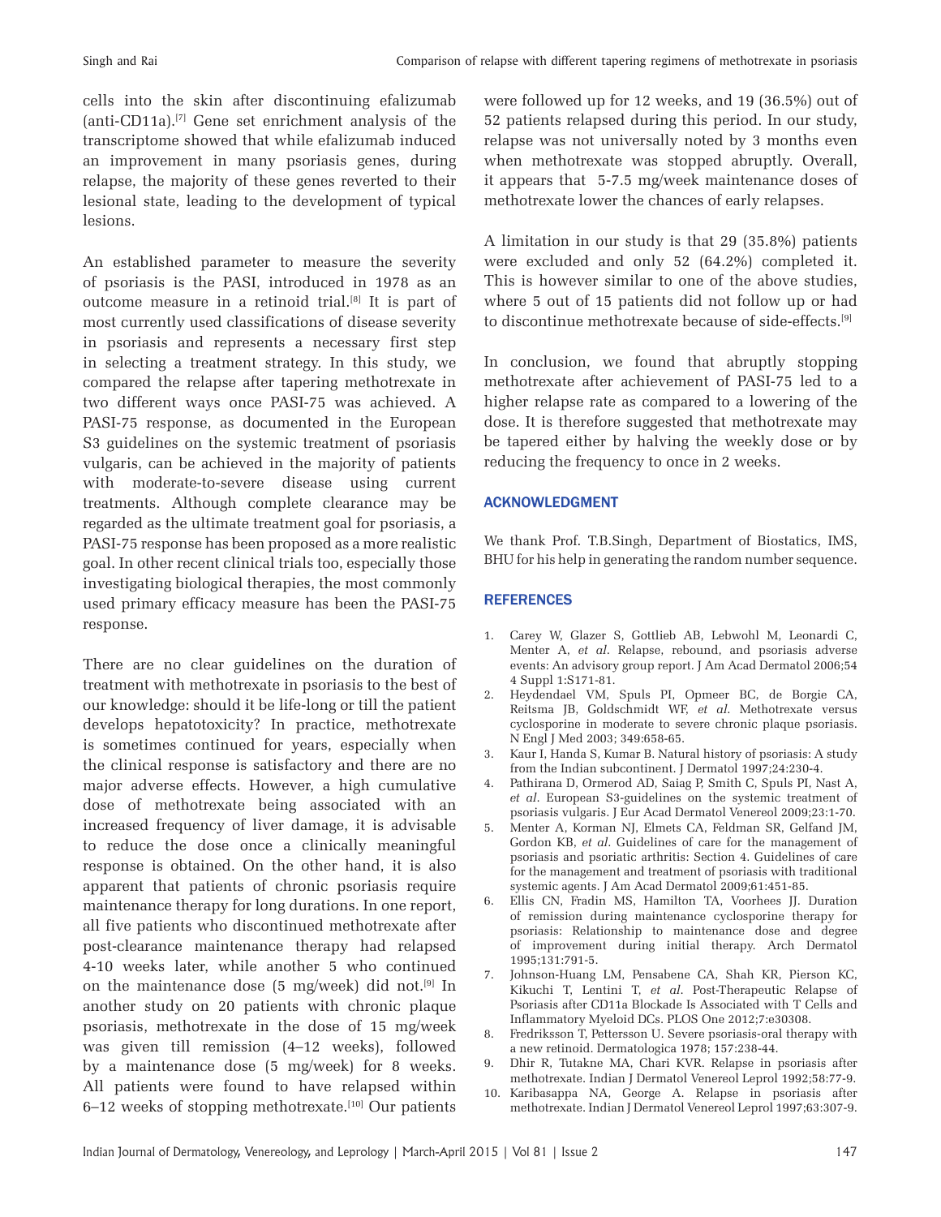cells into the skin after discontinuing efalizumab (anti-CD11a).[7] Gene set enrichment analysis of the transcriptome showed that while efalizumab induced an improvement in many psoriasis genes, during relapse, the majority of these genes reverted to their lesional state, leading to the development of typical lesions.

An established parameter to measure the severity of psoriasis is the PASI, introduced in 1978 as an outcome measure in a retinoid trial.[8] It is part of most currently used classifications of disease severity in psoriasis and represents a necessary first step in selecting a treatment strategy. In this study, we compared the relapse after tapering methotrexate in two different ways once PASI-75 was achieved. A PASI-75 response, as documented in the European S3 guidelines on the systemic treatment of psoriasis vulgaris, can be achieved in the majority of patients with moderate-to-severe disease using current treatments. Although complete clearance may be regarded as the ultimate treatment goal for psoriasis, a PASI-75 response has been proposed as a more realistic goal. In other recent clinical trials too, especially those investigating biological therapies, the most commonly used primary efficacy measure has been the PASI-75 response.

There are no clear guidelines on the duration of treatment with methotrexate in psoriasis to the best of our knowledge: should it be life-long or till the patient develops hepatotoxicity? In practice, methotrexate is sometimes continued for years, especially when the clinical response is satisfactory and there are no major adverse effects. However, a high cumulative dose of methotrexate being associated with an increased frequency of liver damage, it is advisable to reduce the dose once a clinically meaningful response is obtained. On the other hand, it is also apparent that patients of chronic psoriasis require maintenance therapy for long durations. In one report, all five patients who discontinued methotrexate after post-clearance maintenance therapy had relapsed 4-10 weeks later, while another 5 who continued on the maintenance dose (5 mg/week) did not.[9] In another study on 20 patients with chronic plaque psoriasis, methotrexate in the dose of 15 mg/week was given till remission (4–12 weeks), followed by a maintenance dose (5 mg/week) for 8 weeks. All patients were found to have relapsed within 6–12 weeks of stopping methotrexate.[10] Our patients were followed up for 12 weeks, and 19 (36.5%) out of 52 patients relapsed during this period. In our study, relapse was not universally noted by 3 months even when methotrexate was stopped abruptly. Overall, it appears that 5-7.5 mg/week maintenance doses of methotrexate lower the chances of early relapses.

A limitation in our study is that 29 (35.8%) patients were excluded and only 52 (64.2%) completed it. This is however similar to one of the above studies, where 5 out of 15 patients did not follow up or had to discontinue methotrexate because of side-effects.[9]

In conclusion, we found that abruptly stopping methotrexate after achievement of PASI-75 led to a higher relapse rate as compared to a lowering of the dose. It is therefore suggested that methotrexate may be tapered either by halving the weekly dose or by reducing the frequency to once in 2 weeks.

## ACKNOWLEDGMENT

We thank Prof. T.B.Singh, Department of Biostatics, IMS, BHU for his help in generating the random number sequence.

## REFERENCES

1. Carey W, Glazer S, Gottlieb AB, Lebwohl M, Leonardi C, Menter A, *et al*. Relapse, rebound, and psoriasis adverse events: An advisory group report. J Am Acad Dermatol 2006;54 4 Suppl 1:S171-81.
2. Heydendael VM, Spuls PI, Opmeer BC, de Borgie CA, Reitsma JB, Goldschmidt WF, *et al*. Methotrexate versus cyclosporine in moderate to severe chronic plaque psoriasis. N Engl J Med 2003; 349:658-65.
3. Kaur I, Handa S, Kumar B. Natural history of psoriasis: A study from the Indian subcontinent. J Dermatol 1997;24:230-4.
4. Pathirana D, Ormerod AD, Saiag P, Smith C, Spuls PI, Nast A, *et al*. European S3-guidelines on the systemic treatment of psoriasis vulgaris. J Eur Acad Dermatol Venereol 2009;23:1-70.
5. Menter A, Korman NJ, Elmets CA, Feldman SR, Gelfand JM, Gordon KB, *et al*. Guidelines of care for the management of psoriasis and psoriatic arthritis: Section 4. Guidelines of care for the management and treatment of psoriasis with traditional systemic agents. J Am Acad Dermatol 2009;61:451-85.
6. Ellis CN, Fradin MS, Hamilton TA, Voorhees JJ. Duration of remission during maintenance cyclosporine therapy for psoriasis: Relationship to maintenance dose and degree of improvement during initial therapy. Arch Dermatol 1995;131:791-5.
7. Johnson-Huang LM, Pensabene CA, Shah KR, Pierson KC, Kikuchi T, Lentini T, *et al*. Post-Therapeutic Relapse of Psoriasis after CD11a Blockade Is Associated with T Cells and Inflammatory Myeloid DCs. PLOS One 2012;7:e30308.
8. Fredriksson T, Pettersson U. Severe psoriasis-oral therapy with a new retinoid. Dermatologica 1978; 157:238-44.
9. Dhir R, Tutakne MA, Chari KVR. Relapse in psoriasis after methotrexate. Indian J Dermatol Venereol Leprol 1992;58:77-9.
10. Karibasappa NA, George A. Relapse in psoriasis after methotrexate. Indian J Dermatol Venereol Leprol 1997;63:307-9.